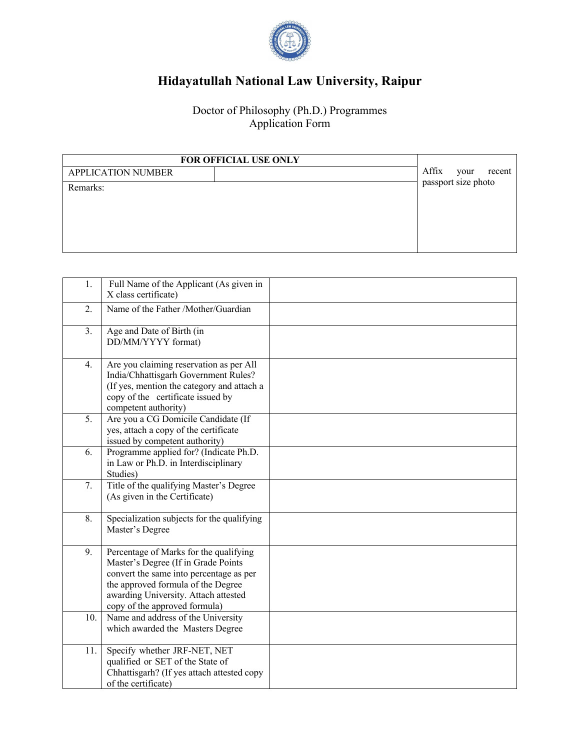# Hidayatullah National Law University, Raipur

Doctor of Philosophy (Ph.D.) Programmes
Application Form

| FOR OFFICIAL USE ONLY | | Affix your recent passport size photo |
|---|---|---|
| APPLICATION NUMBER | | |
| Remarks: | | |

| | | |
|---|---|---|
| 1. | Full Name of the Applicant (As given in X class certificate) | |
| 2. | Name of the Father /Mother/Guardian | |
| 3. | Age and Date of Birth (in DD/MM/YYYY format) | |
| 4. | Are you claiming reservation as per All India/Chhattisgarh Government Rules? (If yes, mention the category and attach a copy of the certificate issued by competent authority) | |
| 5. | Are you a CG Domicile Candidate (If yes, attach a copy of the certificate issued by competent authority) | |
| 6. | Programme applied for? (Indicate Ph.D. in Law or Ph.D. in Interdisciplinary Studies) | |
| 7. | Title of the qualifying Master's Degree (As given in the Certificate) | |
| 8. | Specialization subjects for the qualifying Master's Degree | |
| 9. | Percentage of Marks for the qualifying Master's Degree (If in Grade Points convert the same into percentage as per the approved formula of the Degree awarding University. Attach attested copy of the approved formula) | |
| 10. | Name and address of the University which awarded the Masters Degree | |
| 11. | Specify whether JRF-NET, NET qualified or SET of the State of Chhattisgarh? (If yes attach attested copy of the certificate) | |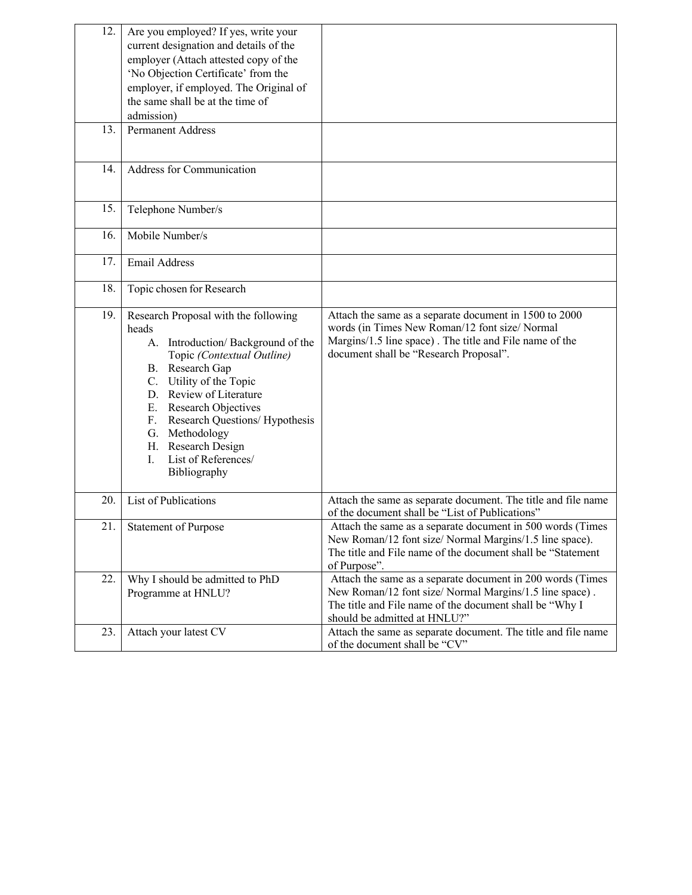| 12. | Are you employed? If yes, write your current designation and details of the employer (Attach attested copy of the 'No Objection Certificate' from the employer, if employed. The Original of the same shall be at the time of admission) | |
|---|---|---|
| 13. | Permanent Address | |
| 14. | Address for Communication | |
| 15. | Telephone Number/s | |
| 16. | Mobile Number/s | |
| 17. | Email Address | |
| 18. | Topic chosen for Research | |
| 19. | Research Proposal with the following heads<br>A. Introduction/ Background of the Topic *(Contextual Outline)*<br>B. Research Gap<br>C. Utility of the Topic<br>D. Review of Literature<br>E. Research Objectives<br>F. Research Questions/ Hypothesis<br>G. Methodology<br>H. Research Design<br>I. List of References/ Bibliography | Attach the same as a separate document in 1500 to 2000 words (in Times New Roman/12 font size/ Normal Margins/1.5 line space) . The title and File name of the document shall be "Research Proposal". |
| 20. | List of Publications | Attach the same as separate document. The title and file name of the document shall be "List of Publications" |
| 21. | Statement of Purpose | Attach the same as a separate document in 500 words (Times New Roman/12 font size/ Normal Margins/1.5 line space). The title and File name of the document shall be "Statement of Purpose". |
| 22. | Why I should be admitted to PhD Programme at HNLU? | Attach the same as a separate document in 200 words (Times New Roman/12 font size/ Normal Margins/1.5 line space) . The title and File name of the document shall be "Why I should be admitted at HNLU?" |
| 23. | Attach your latest CV | Attach the same as separate document. The title and file name of the document shall be "CV" |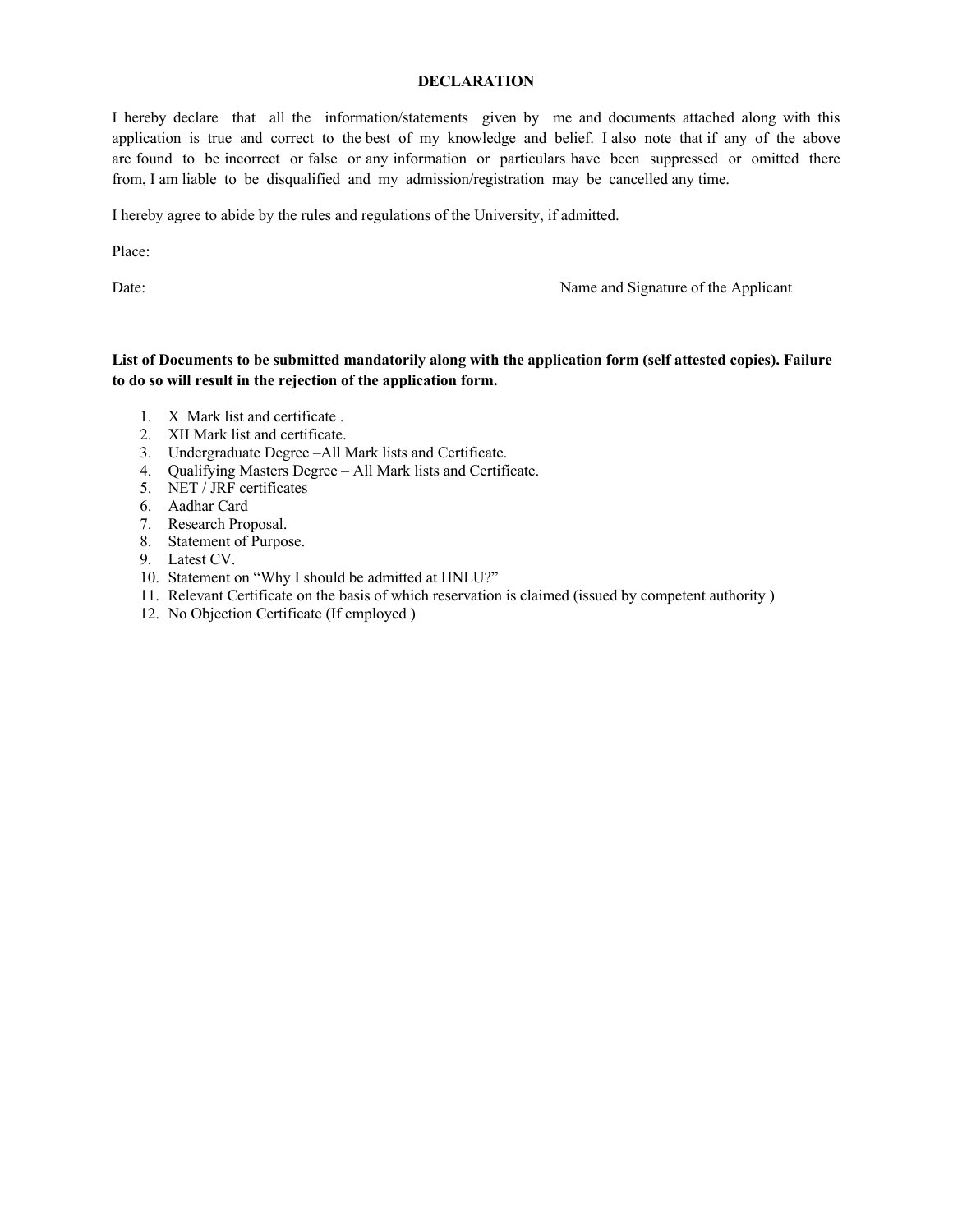## DECLARATION

I hereby declare that all the information/statements given by me and documents attached along with this application is true and correct to the best of my knowledge and belief. I also note that if any of the above are found to be incorrect or false or any information or particulars have been suppressed or omitted there from, I am liable to be disqualified and my admission/registration may be cancelled any time.

I hereby agree to abide by the rules and regulations of the University, if admitted.

Place:

Date: Name and Signature of the Applicant

**List of Documents to be submitted mandatorily along with the application form (self attested copies). Failure to do so will result in the rejection of the application form.**

1. X Mark list and certificate .
2. XII Mark list and certificate.
3. Undergraduate Degree –All Mark lists and Certificate.
4. Qualifying Masters Degree – All Mark lists and Certificate.
5. NET / JRF certificates
6. Aadhar Card
7. Research Proposal.
8. Statement of Purpose.
9. Latest CV.
10. Statement on "Why I should be admitted at HNLU?"
11. Relevant Certificate on the basis of which reservation is claimed (issued by competent authority )
12. No Objection Certificate (If employed )